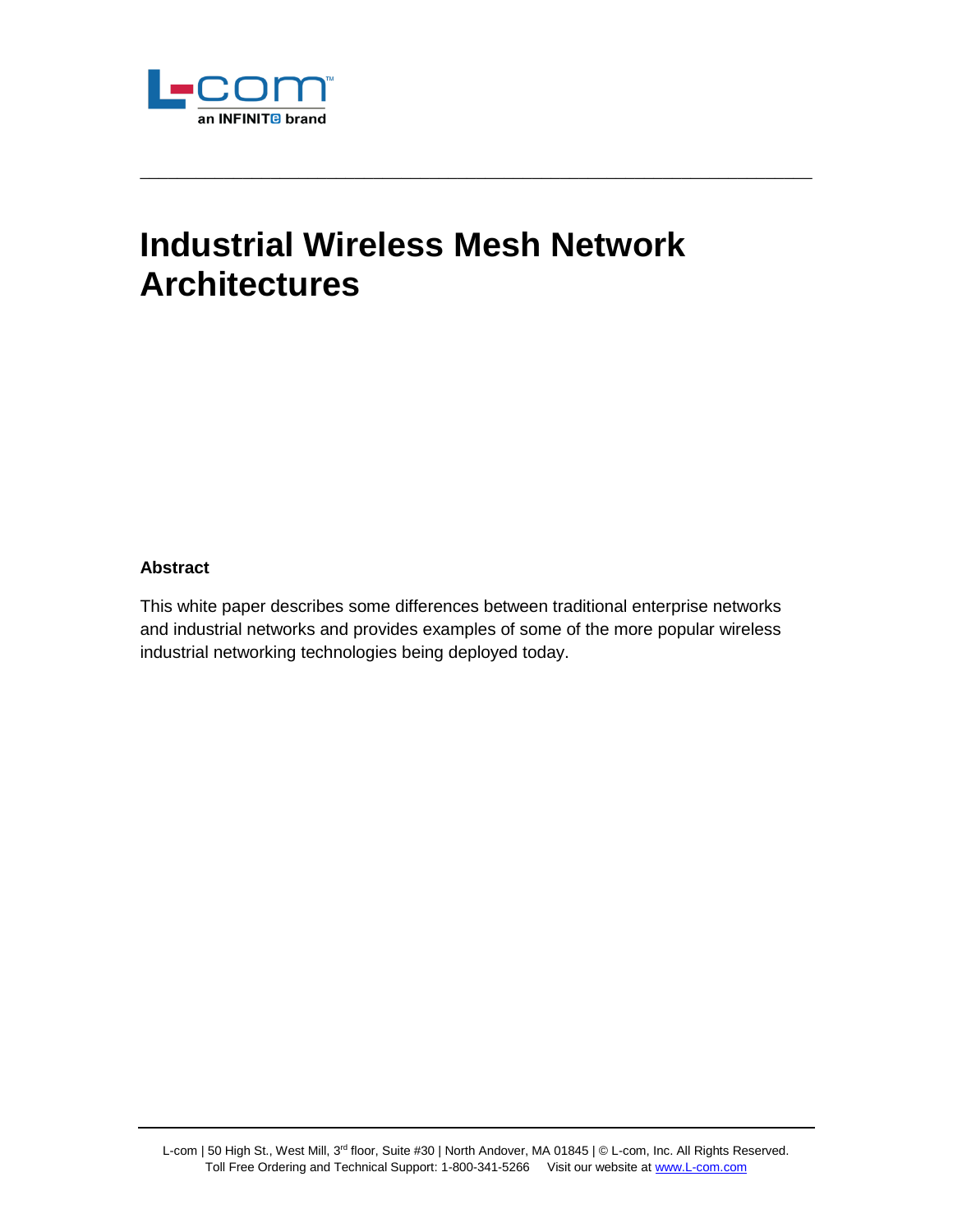# Industrial Wireless Mesh Network Architectures

**Abstract**

This white paper describes some differences between traditional enterprise networks and industrial networks and provides examples of some of the more popular wireless industrial networking technologies being deployed today.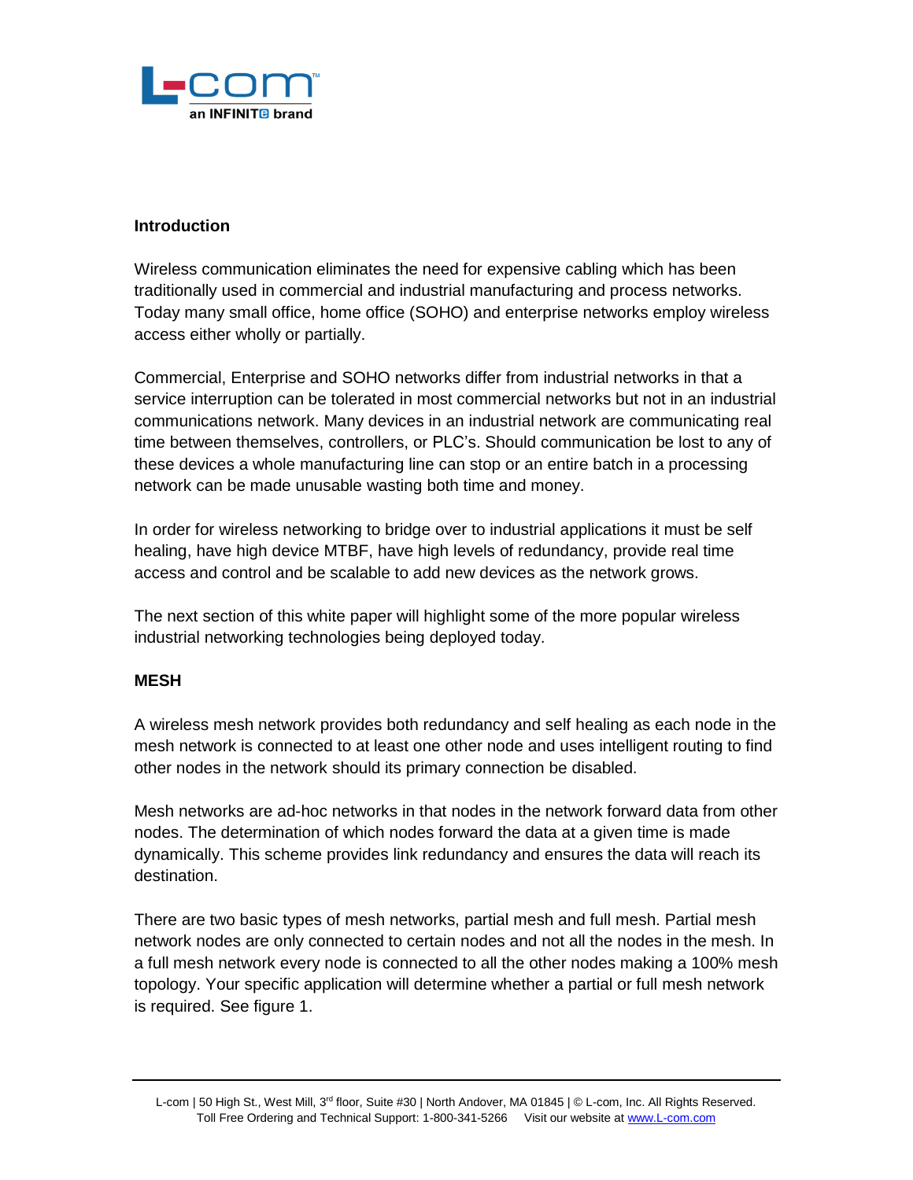## Introduction

Wireless communication eliminates the need for expensive cabling which has been traditionally used in commercial and industrial manufacturing and process networks. Today many small office, home office (SOHO) and enterprise networks employ wireless access either wholly or partially.

Commercial, Enterprise and SOHO networks differ from industrial networks in that a service interruption can be tolerated in most commercial networks but not in an industrial communications network. Many devices in an industrial network are communicating real time between themselves, controllers, or PLC's. Should communication be lost to any of these devices a whole manufacturing line can stop or an entire batch in a processing network can be made unusable wasting both time and money.

In order for wireless networking to bridge over to industrial applications it must be self healing, have high device MTBF, have high levels of redundancy, provide real time access and control and be scalable to add new devices as the network grows.

The next section of this white paper will highlight some of the more popular wireless industrial networking technologies being deployed today.

## MESH

A wireless mesh network provides both redundancy and self healing as each node in the mesh network is connected to at least one other node and uses intelligent routing to find other nodes in the network should its primary connection be disabled.

Mesh networks are ad-hoc networks in that nodes in the network forward data from other nodes. The determination of which nodes forward the data at a given time is made dynamically. This scheme provides link redundancy and ensures the data will reach its destination.

There are two basic types of mesh networks, partial mesh and full mesh. Partial mesh network nodes are only connected to certain nodes and not all the nodes in the mesh. In a full mesh network every node is connected to all the other nodes making a 100% mesh topology. Your specific application will determine whether a partial or full mesh network is required. See figure 1.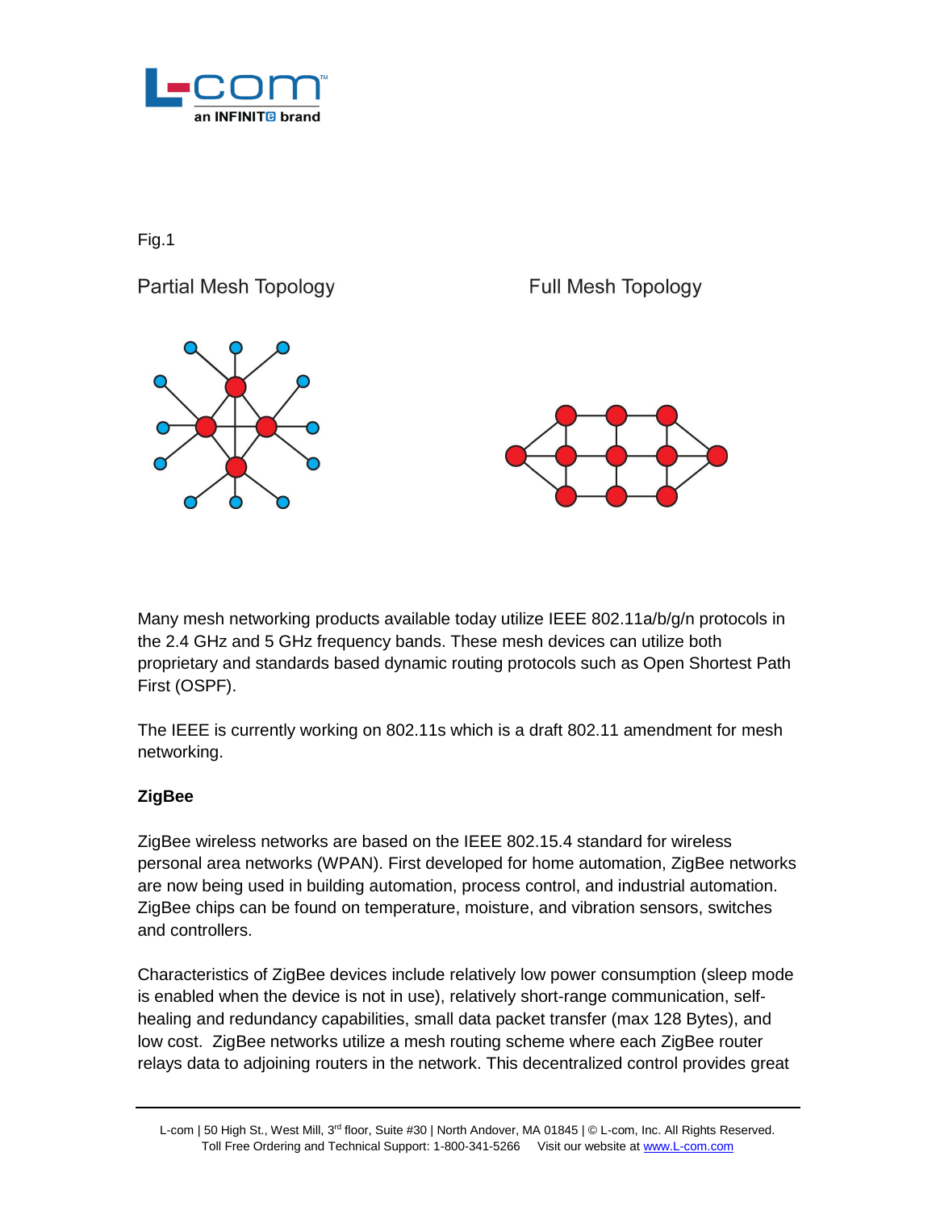Fig.1

Partial Mesh Topology

Full Mesh Topology

Many mesh networking products available today utilize IEEE 802.11a/b/g/n protocols in the 2.4 GHz and 5 GHz frequency bands. These mesh devices can utilize both proprietary and standards based dynamic routing protocols such as Open Shortest Path First (OSPF).

The IEEE is currently working on 802.11s which is a draft 802.11 amendment for mesh networking.

**ZigBee**

ZigBee wireless networks are based on the IEEE 802.15.4 standard for wireless personal area networks (WPAN). First developed for home automation, ZigBee networks are now being used in building automation, process control, and industrial automation. ZigBee chips can be found on temperature, moisture, and vibration sensors, switches and controllers.

Characteristics of ZigBee devices include relatively low power consumption (sleep mode is enabled when the device is not in use), relatively short-range communication, self-healing and redundancy capabilities, small data packet transfer (max 128 Bytes), and low cost. ZigBee networks utilize a mesh routing scheme where each ZigBee router relays data to adjoining routers in the network. This decentralized control provides great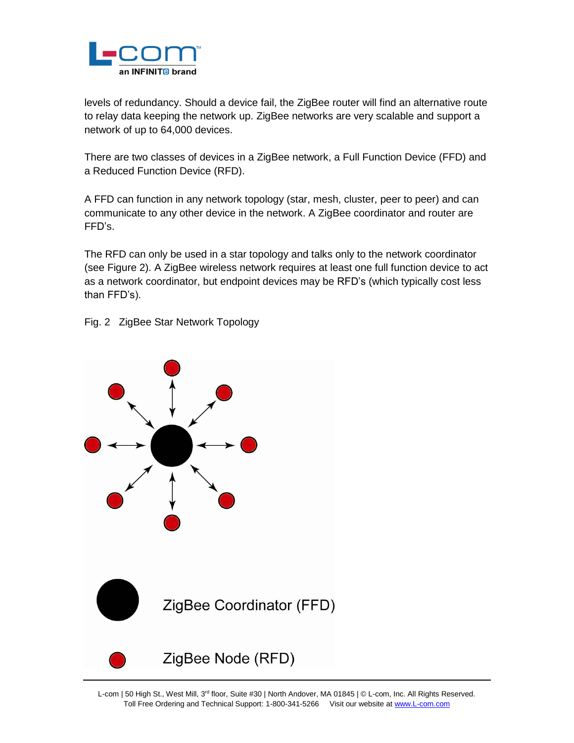levels of redundancy. Should a device fail, the ZigBee router will find an alternative route to relay data keeping the network up. ZigBee networks are very scalable and support a network of up to 64,000 devices.

There are two classes of devices in a ZigBee network, a Full Function Device (FFD) and a Reduced Function Device (RFD).

A FFD can function in any network topology (star, mesh, cluster, peer to peer) and can communicate to any other device in the network. A ZigBee coordinator and router are FFD's.

The RFD can only be used in a star topology and talks only to the network coordinator (see Figure 2). A ZigBee wireless network requires at least one full function device to act as a network coordinator, but endpoint devices may be RFD's (which typically cost less than FFD's).

Fig. 2 ZigBee Star Network Topology

ZigBee Coordinator (FFD)

ZigBee Node (RFD)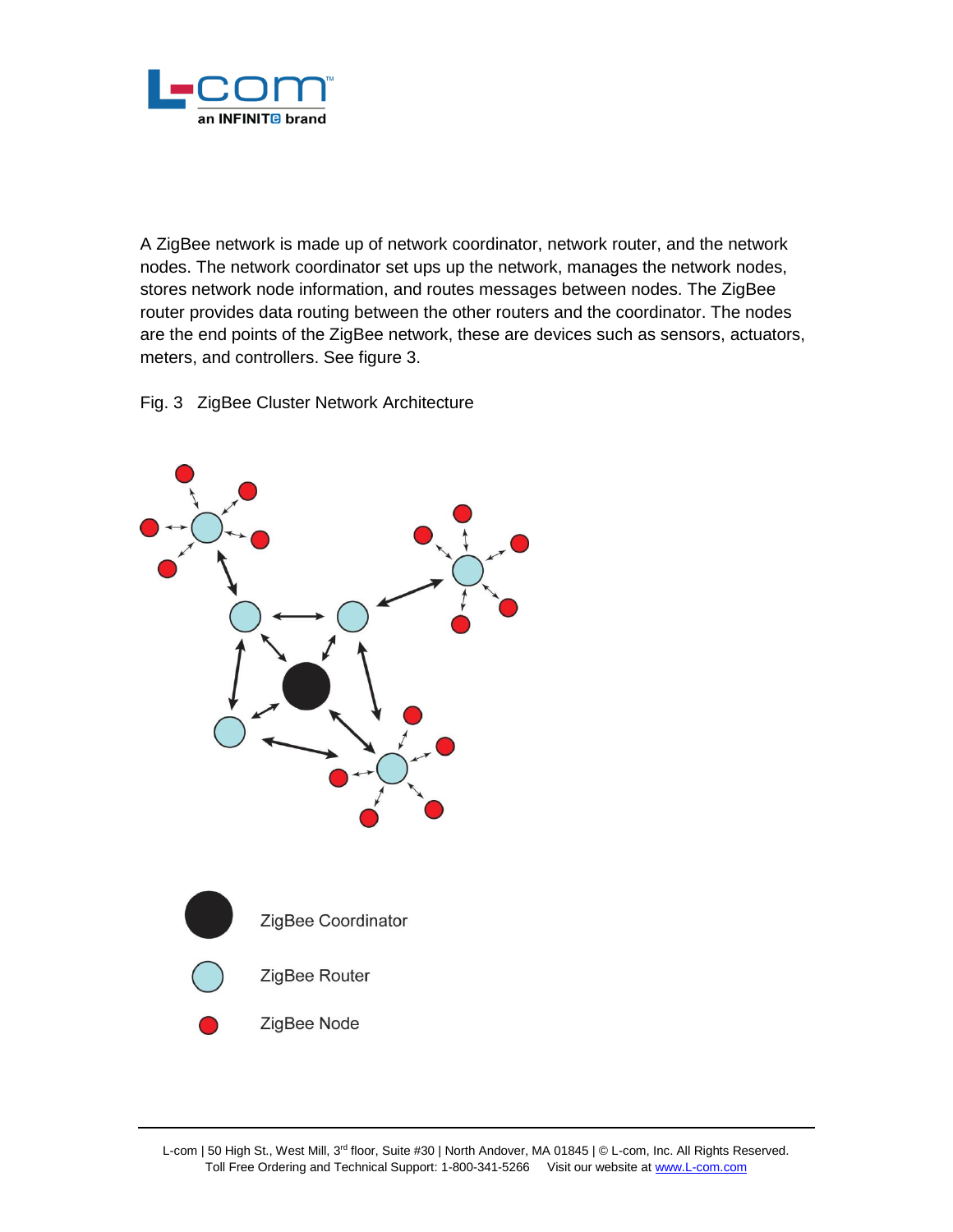A ZigBee network is made up of network coordinator, network router, and the network nodes. The network coordinator set ups up the network, manages the network nodes, stores network node information, and routes messages between nodes. The ZigBee router provides data routing between the other routers and the coordinator. The nodes are the end points of the ZigBee network, these are devices such as sensors, actuators, meters, and controllers. See figure 3.

Fig. 3 ZigBee Cluster Network Architecture

ZigBee Coordinator

ZigBee Router

ZigBee Node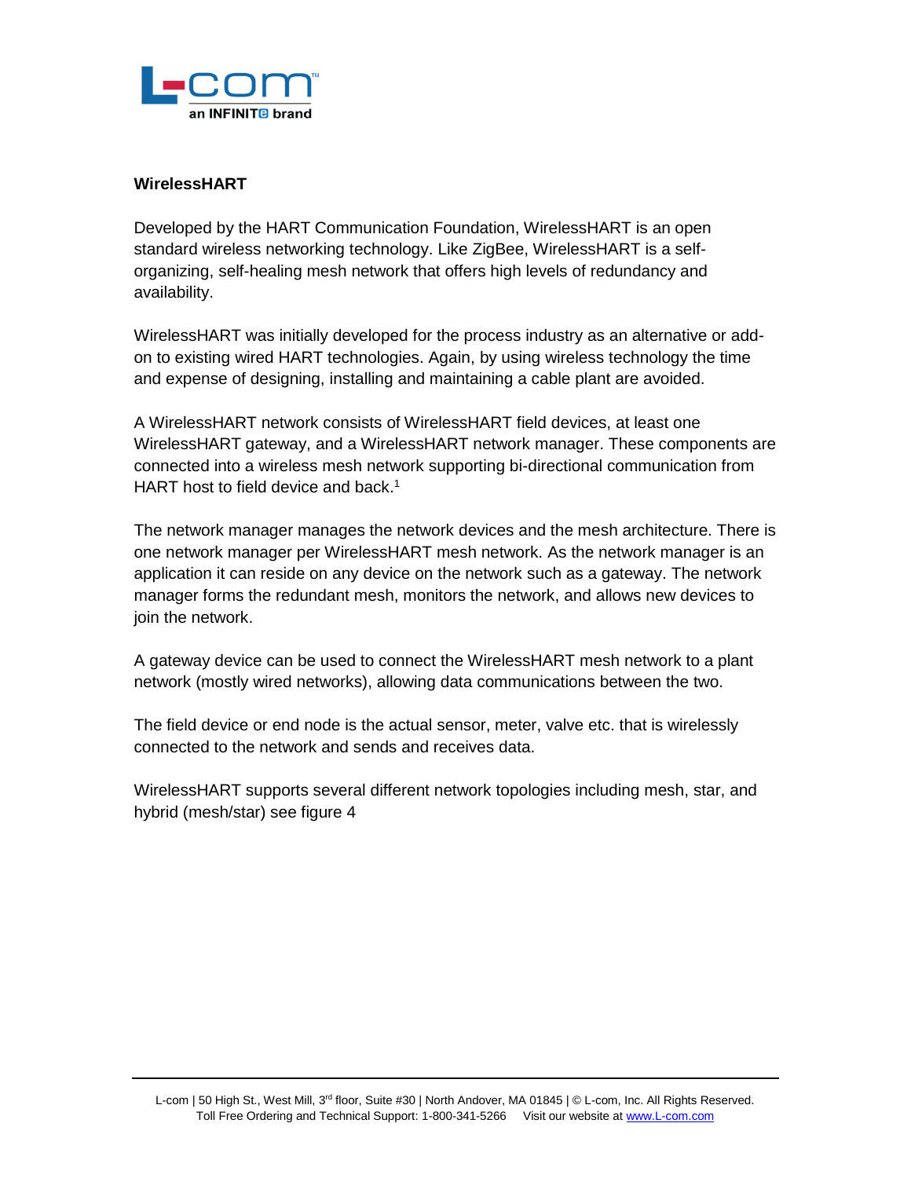**WirelessHART**

Developed by the HART Communication Foundation, WirelessHART is an open standard wireless networking technology. Like ZigBee, WirelessHART is a self-organizing, self-healing mesh network that offers high levels of redundancy and availability.

WirelessHART was initially developed for the process industry as an alternative or add-on to existing wired HART technologies. Again, by using wireless technology the time and expense of designing, installing and maintaining a cable plant are avoided.

A WirelessHART network consists of WirelessHART field devices, at least one WirelessHART gateway, and a WirelessHART network manager. These components are connected into a wireless mesh network supporting bi-directional communication from HART host to field device and back.[1]

The network manager manages the network devices and the mesh architecture. There is one network manager per WirelessHART mesh network. As the network manager is an application it can reside on any device on the network such as a gateway. The network manager forms the redundant mesh, monitors the network, and allows new devices to join the network.

A gateway device can be used to connect the WirelessHART mesh network to a plant network (mostly wired networks), allowing data communications between the two.

The field device or end node is the actual sensor, meter, valve etc. that is wirelessly connected to the network and sends and receives data.

WirelessHART supports several different network topologies including mesh, star, and hybrid (mesh/star) see figure 4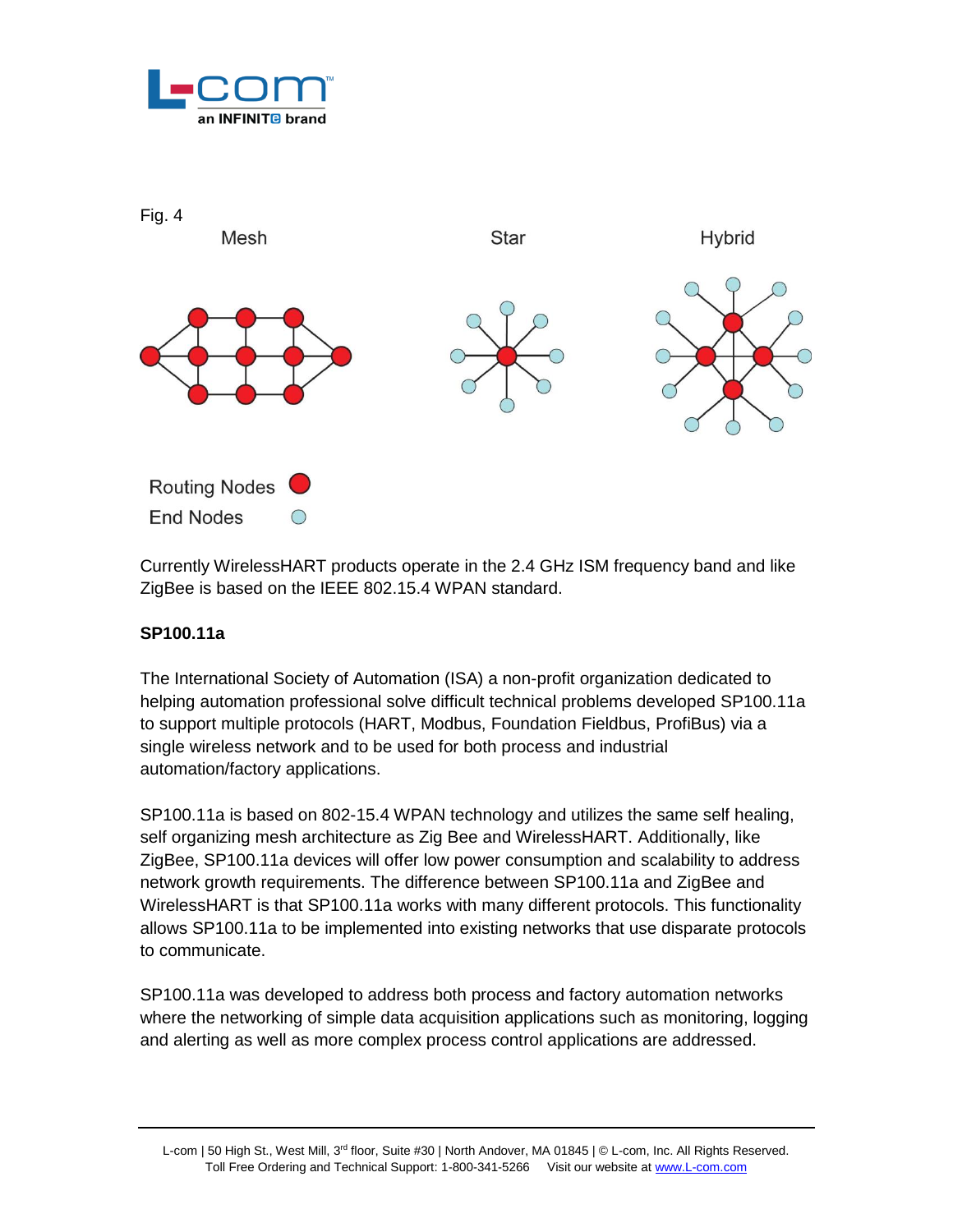Fig. 4

Mesh Star Hybrid

Routing Nodes

End Nodes

Currently WirelessHART products operate in the 2.4 GHz ISM frequency band and like ZigBee is based on the IEEE 802.15.4 WPAN standard.

**SP100.11a**

The International Society of Automation (ISA) a non-profit organization dedicated to helping automation professional solve difficult technical problems developed SP100.11a to support multiple protocols (HART, Modbus, Foundation Fieldbus, ProfiBus) via a single wireless network and to be used for both process and industrial automation/factory applications.

SP100.11a is based on 802-15.4 WPAN technology and utilizes the same self healing, self organizing mesh architecture as Zig Bee and WirelessHART. Additionally, like ZigBee, SP100.11a devices will offer low power consumption and scalability to address network growth requirements. The difference between SP100.11a and ZigBee and WirelessHART is that SP100.11a works with many different protocols. This functionality allows SP100.11a to be implemented into existing networks that use disparate protocols to communicate.

SP100.11a was developed to address both process and factory automation networks where the networking of simple data acquisition applications such as monitoring, logging and alerting as well as more complex process control applications are addressed.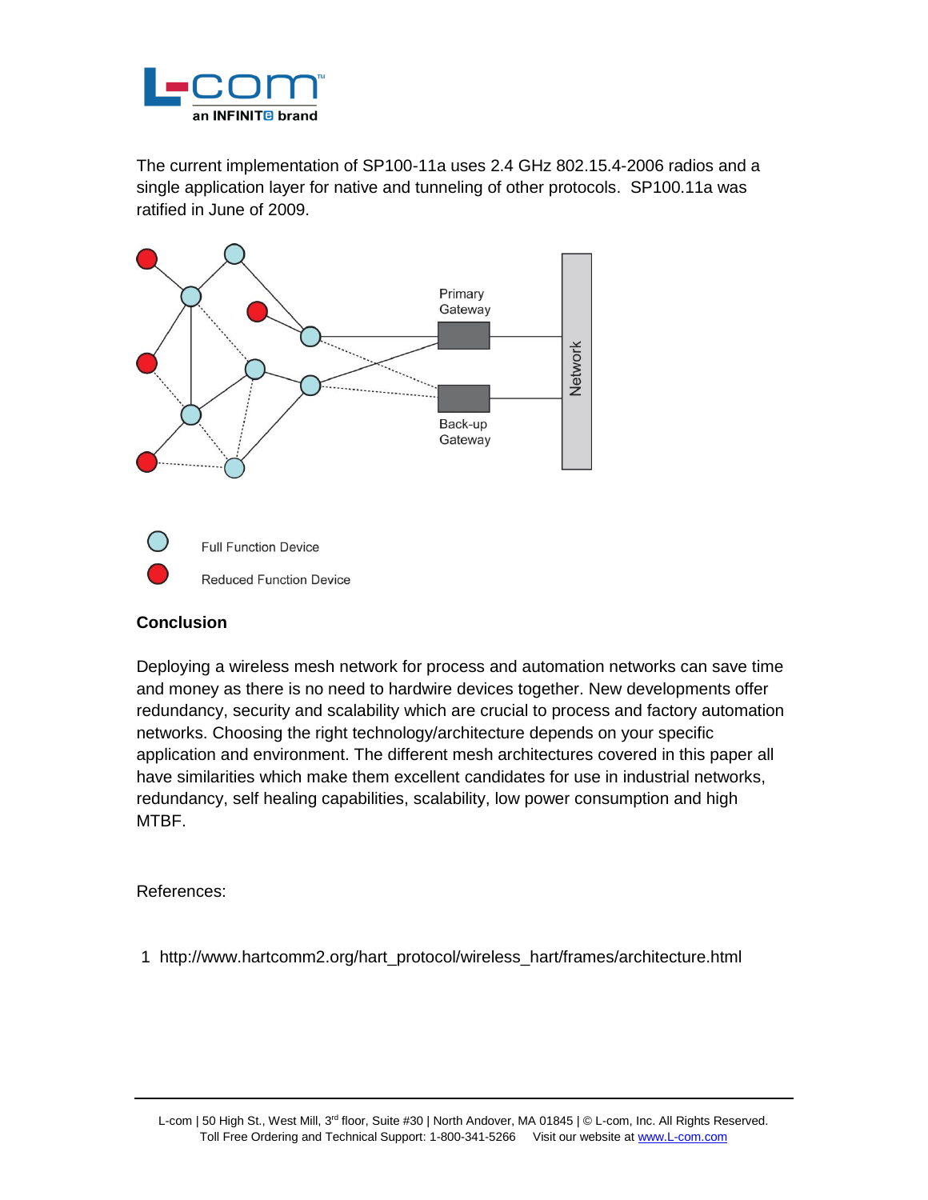The current implementation of SP100-11a uses 2.4 GHz 802.15.4-2006 radios and a single application layer for native and tunneling of other protocols. SP100.11a was ratified in June of 2009.

Primary Gateway

Back-up Gateway

Network

Full Function Device

Reduced Function Device

**Conclusion**

Deploying a wireless mesh network for process and automation networks can save time and money as there is no need to hardwire devices together. New developments offer redundancy, security and scalability which are crucial to process and factory automation networks. Choosing the right technology/architecture depends on your specific application and environment. The different mesh architectures covered in this paper all have similarities which make them excellent candidates for use in industrial networks, redundancy, self healing capabilities, scalability, low power consumption and high MTBF.

References:

1 http://www.hartcomm2.org/hart_protocol/wireless_hart/frames/architecture.html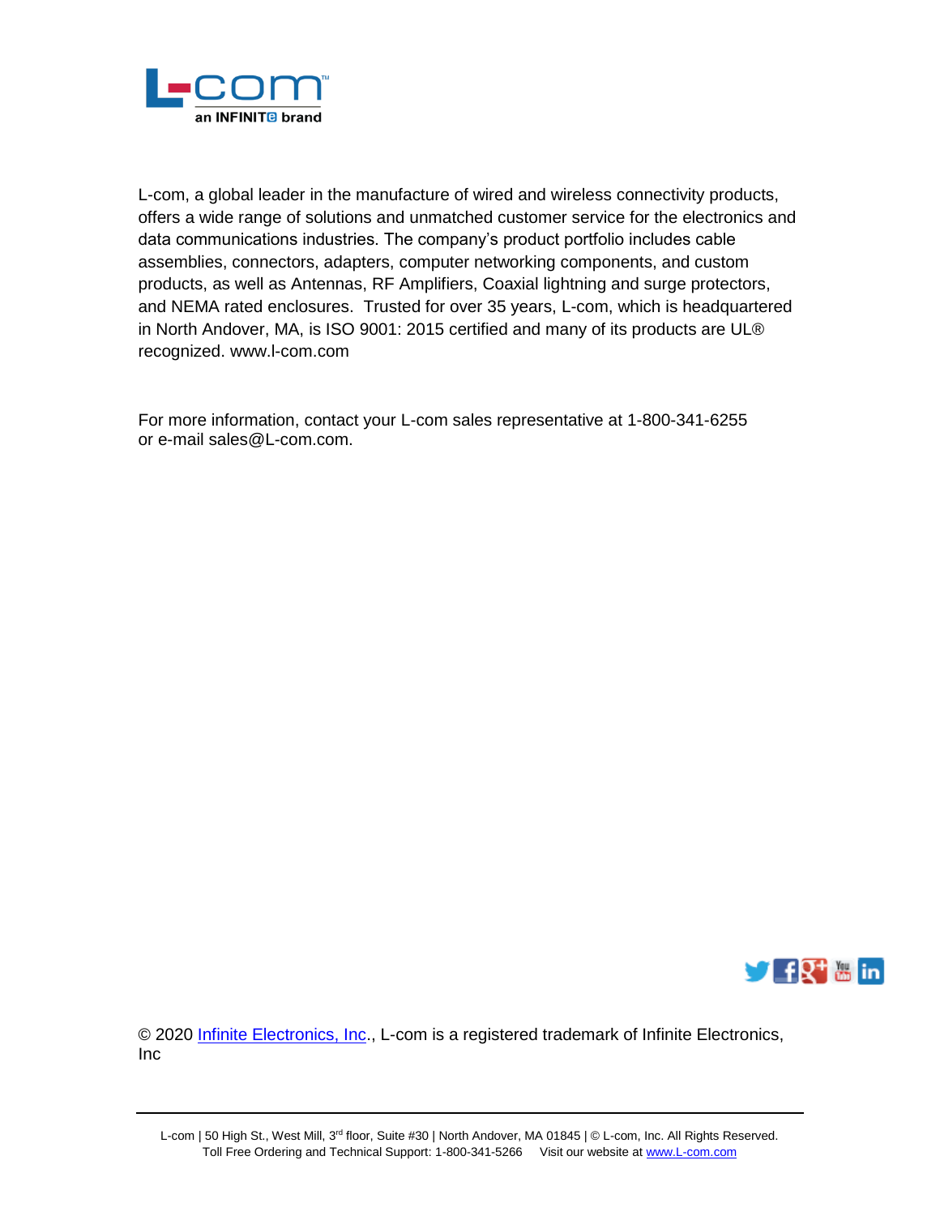L-com, a global leader in the manufacture of wired and wireless connectivity products, offers a wide range of solutions and unmatched customer service for the electronics and data communications industries. The company's product portfolio includes cable assemblies, connectors, adapters, computer networking components, and custom products, as well as Antennas, RF Amplifiers, Coaxial lightning and surge protectors, and NEMA rated enclosures. Trusted for over 35 years, L-com, which is headquartered in North Andover, MA, is ISO 9001: 2015 certified and many of its products are UL® recognized. www.l-com.com

For more information, contact your L-com sales representative at 1-800-341-6255 or e-mail sales@L-com.com.

© 2020 Infinite Electronics, Inc., L-com is a registered trademark of Infinite Electronics, Inc

L-com | 50 High St., West Mill, 3rd floor, Suite #30 | North Andover, MA 01845 | © L-com, Inc. All Rights Reserved.
Toll Free Ordering and Technical Support: 1-800-341-5266 Visit our website at www.L-com.com